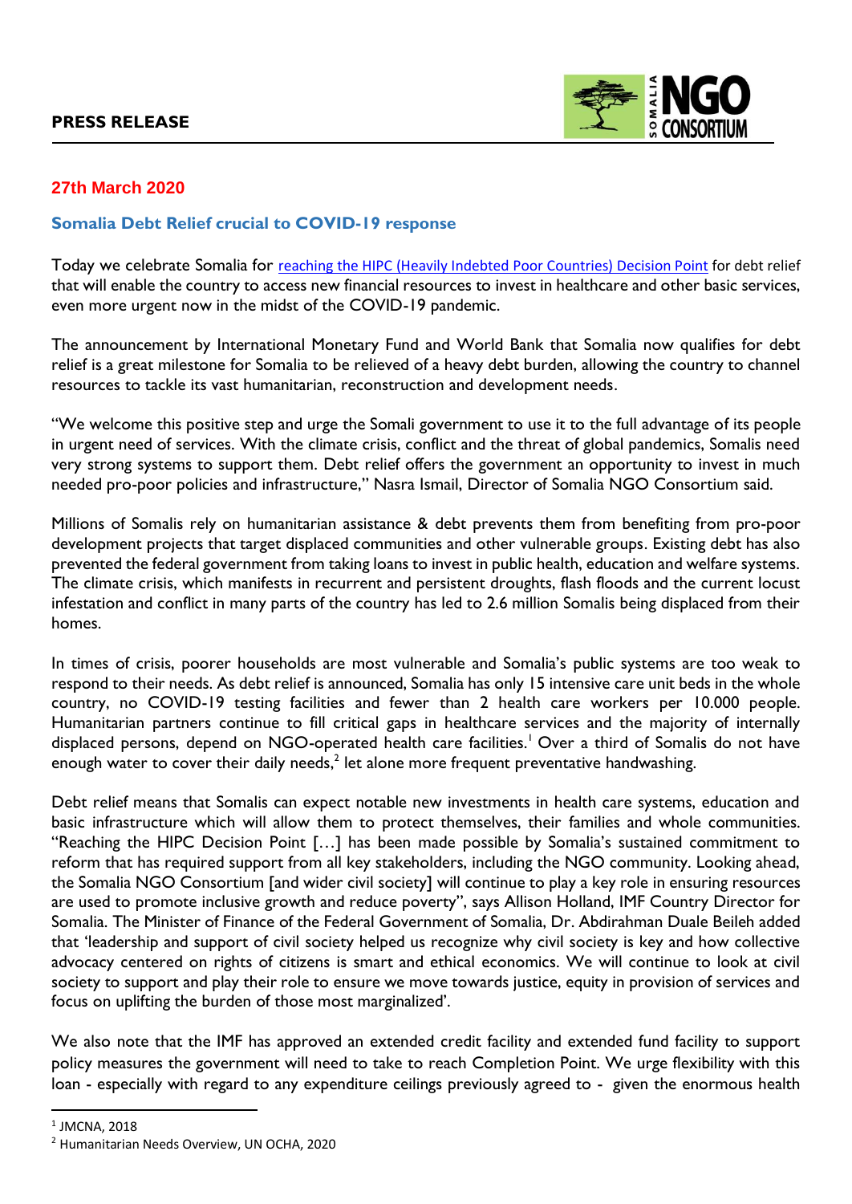**PRESS RELEASE**

**27th March 2020**

## Somalia Debt Relief crucial to COVID-19 response

Today we celebrate Somalia for [reaching the HIPC (Heavily Indebted Poor Countries) Decision Point](#) for debt relief that will enable the country to access new financial resources to invest in healthcare and other basic services, even more urgent now in the midst of the COVID-19 pandemic.

The announcement by International Monetary Fund and World Bank that Somalia now qualifies for debt relief is a great milestone for Somalia to be relieved of a heavy debt burden, allowing the country to channel resources to tackle its vast humanitarian, reconstruction and development needs.

"We welcome this positive step and urge the Somali government to use it to the full advantage of its people in urgent need of services. With the climate crisis, conflict and the threat of global pandemics, Somalis need very strong systems to support them. Debt relief offers the government an opportunity to invest in much needed pro-poor policies and infrastructure," Nasra Ismail, Director of Somalia NGO Consortium said.

Millions of Somalis rely on humanitarian assistance & debt prevents them from benefiting from pro-poor development projects that target displaced communities and other vulnerable groups. Existing debt has also prevented the federal government from taking loans to invest in public health, education and welfare systems. The climate crisis, which manifests in recurrent and persistent droughts, flash floods and the current locust infestation and conflict in many parts of the country has led to 2.6 million Somalis being displaced from their homes.

In times of crisis, poorer households are most vulnerable and Somalia's public systems are too weak to respond to their needs. As debt relief is announced, Somalia has only 15 intensive care unit beds in the whole country, no COVID-19 testing facilities and fewer than 2 health care workers per 10.000 people. Humanitarian partners continue to fill critical gaps in healthcare services and the majority of internally displaced persons, depend on NGO-operated health care facilities.[1] Over a third of Somalis do not have enough water to cover their daily needs,[2] let alone more frequent preventative handwashing.

Debt relief means that Somalis can expect notable new investments in health care systems, education and basic infrastructure which will allow them to protect themselves, their families and whole communities. "Reaching the HIPC Decision Point […] has been made possible by Somalia's sustained commitment to reform that has required support from all key stakeholders, including the NGO community. Looking ahead, the Somalia NGO Consortium [and wider civil society] will continue to play a key role in ensuring resources are used to promote inclusive growth and reduce poverty", says Allison Holland, IMF Country Director for Somalia. The Minister of Finance of the Federal Government of Somalia, Dr. Abdirahman Duale Beileh added that 'leadership and support of civil society helped us recognize why civil society is key and how collective advocacy centered on rights of citizens is smart and ethical economics. We will continue to look at civil society to support and play their role to ensure we move towards justice, equity in provision of services and focus on uplifting the burden of those most marginalized'.

We also note that the IMF has approved an extended credit facility and extended fund facility to support policy measures the government will need to take to reach Completion Point. We urge flexibility with this loan - especially with regard to any expenditure ceilings previously agreed to - given the enormous health

[1] JMCNA, 2018

[2] Humanitarian Needs Overview, UN OCHA, 2020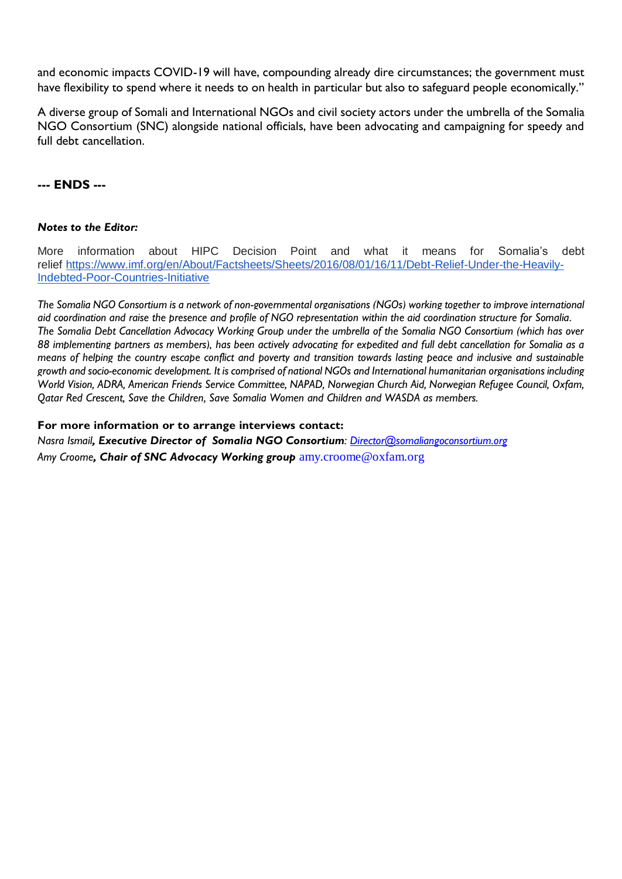and economic impacts COVID-19 will have, compounding already dire circumstances; the government must have flexibility to spend where it needs to on health in particular but also to safeguard people economically."

A diverse group of Somali and International NGOs and civil society actors under the umbrella of the Somalia NGO Consortium (SNC) alongside national officials, have been advocating and campaigning for speedy and full debt cancellation.

**--- ENDS ---**

***Notes to the Editor:***

More information about HIPC Decision Point and what it means for Somalia's debt relief https://www.imf.org/en/About/Factsheets/Sheets/2016/08/01/16/11/Debt-Relief-Under-the-Heavily-Indebted-Poor-Countries-Initiative

*The Somalia NGO Consortium is a network of non-governmental organisations (NGOs) working together to improve international aid coordination and raise the presence and profile of NGO representation within the aid coordination structure for Somalia. The Somalia Debt Cancellation Advocacy Working Group under the umbrella of the Somalia NGO Consortium (which has over 88 implementing partners as members), has been actively advocating for expedited and full debt cancellation for Somalia as a means of helping the country escape conflict and poverty and transition towards lasting peace and inclusive and sustainable growth and socio-economic development. It is comprised of national NGOs and International humanitarian organisations including World Vision, ADRA, American Friends Service Committee, NAPAD, Norwegian Church Aid, Norwegian Refugee Council, Oxfam, Qatar Red Crescent, Save the Children, Save Somalia Women and Children and WASDA as members.*

**For more information or to arrange interviews contact:**

*Nasra Ismail**, Executive Director of Somalia NGO Consortium**: Director@somaliangoconsortium.org*

*Amy Croome**, Chair of SNC Advocacy Working group*** amy.croome@oxfam.org